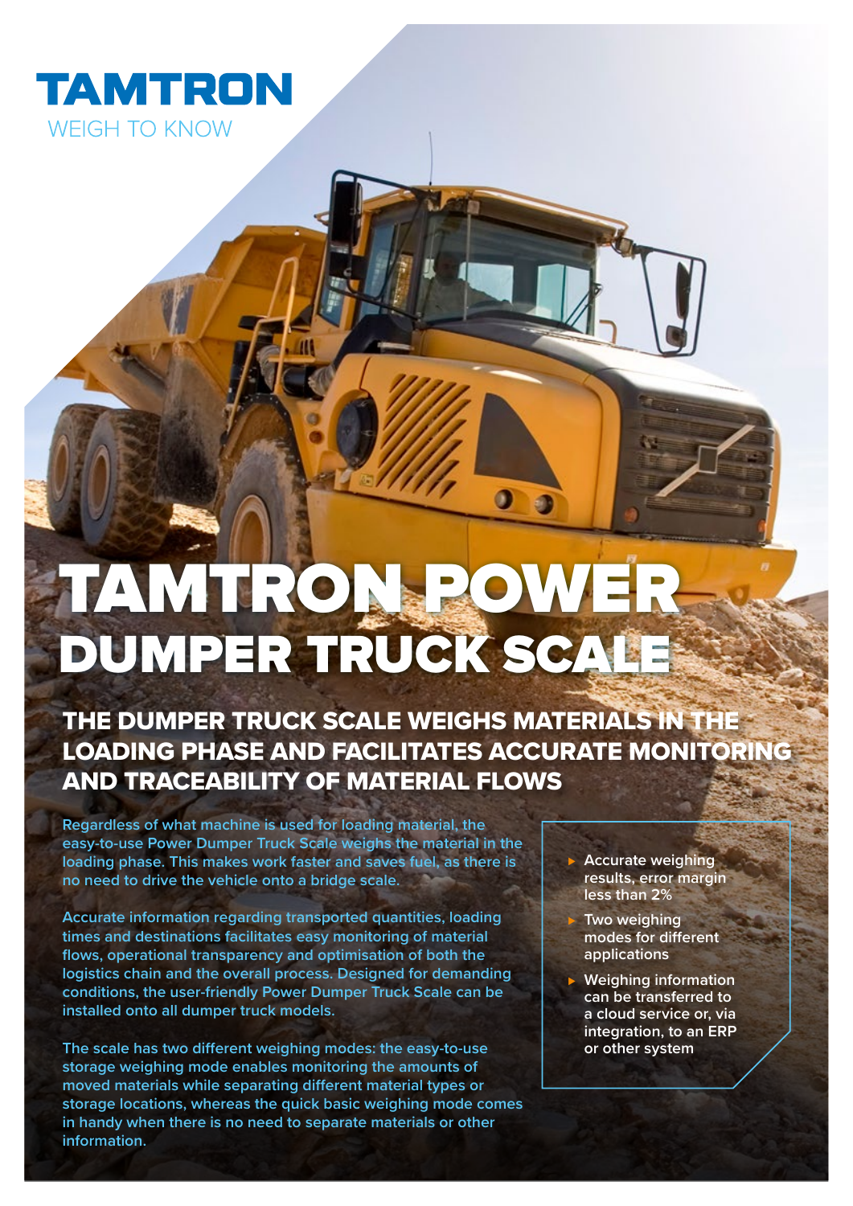TAMTRON
WEIGH TO KNOW

# TAMTRON POWER DUMPER TRUCK SCALE

## THE DUMPER TRUCK SCALE WEIGHS MATERIALS IN THE LOADING PHASE AND FACILITATES ACCURATE MONITORING AND TRACEABILITY OF MATERIAL FLOWS

Regardless of what machine is used for loading material, the easy-to-use Power Dumper Truck Scale weighs the material in the loading phase. This makes work faster and saves fuel, as there is no need to drive the vehicle onto a bridge scale.

Accurate information regarding transported quantities, loading times and destinations facilitates easy monitoring of material flows, operational transparency and optimisation of both the logistics chain and the overall process. Designed for demanding conditions, the user-friendly Power Dumper Truck Scale can be installed onto all dumper truck models.

The scale has two different weighing modes: the easy-to-use storage weighing mode enables monitoring the amounts of moved materials while separating different material types or storage locations, whereas the quick basic weighing mode comes in handy when there is no need to separate materials or other information.

- Accurate weighing results, error margin less than 2%
- Two weighing modes for different applications
- Weighing information can be transferred to a cloud service or, via integration, to an ERP or other system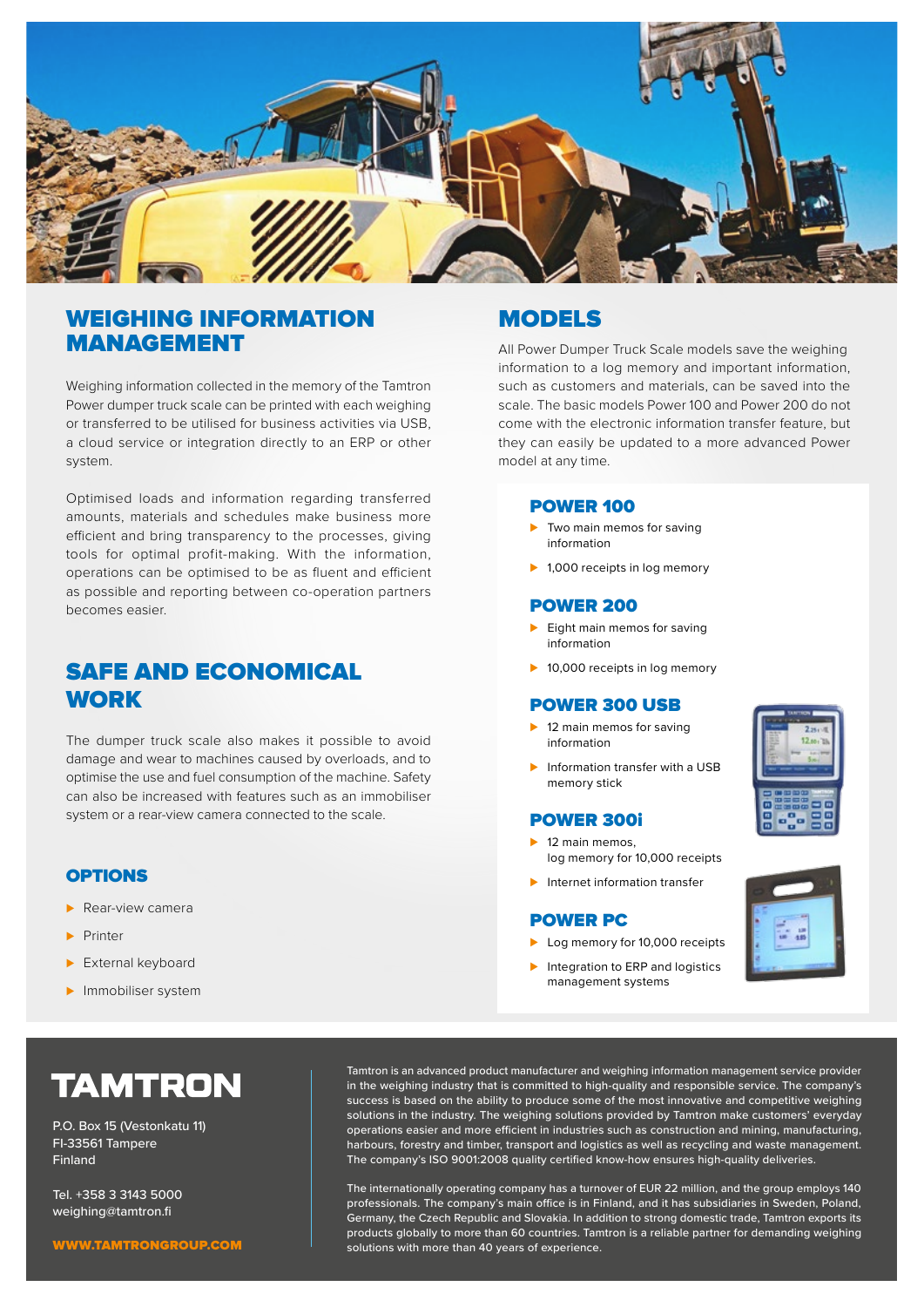## WEIGHING INFORMATION MANAGEMENT

Weighing information collected in the memory of the Tamtron Power dumper truck scale can be printed with each weighing or transferred to be utilised for business activities via USB, a cloud service or integration directly to an ERP or other system.

Optimised loads and information regarding transferred amounts, materials and schedules make business more efficient and bring transparency to the processes, giving tools for optimal profit-making. With the information, operations can be optimised to be as fluent and efficient as possible and reporting between co-operation partners becomes easier.

## SAFE AND ECONOMICAL WORK

The dumper truck scale also makes it possible to avoid damage and wear to machines caused by overloads, and to optimise the use and fuel consumption of the machine. Safety can also be increased with features such as an immobiliser system or a rear-view camera connected to the scale.

### OPTIONS

- Rear-view camera
- Printer
- External keyboard
- Immobiliser system

## MODELS

All Power Dumper Truck Scale models save the weighing information to a log memory and important information, such as customers and materials, can be saved into the scale. The basic models Power 100 and Power 200 do not come with the electronic information transfer feature, but they can easily be updated to a more advanced Power model at any time.

### POWER 100

- Two main memos for saving information
- 1,000 receipts in log memory

### POWER 200

- Eight main memos for saving information
- 10,000 receipts in log memory

### POWER 300 USB

- 12 main memos for saving information
- Information transfer with a USB memory stick

### POWER 300i

- 12 main memos, log memory for 10,000 receipts
- Internet information transfer

### POWER PC

- Log memory for 10,000 receipts
- Integration to ERP and logistics management systems

---

# TAMTRON

P.O. Box 15 (Vestonkatu 11)
FI-33561 Tampere
Finland

Tel. +358 3 3143 5000
weighing@tamtron.fi

WWW.TAMTRONGROUP.COM

Tamtron is an advanced product manufacturer and weighing information management service provider in the weighing industry that is committed to high-quality and responsible service. The company's success is based on the ability to produce some of the most innovative and competitive weighing solutions in the industry. The weighing solutions provided by Tamtron make customers' everyday operations easier and more efficient in industries such as construction and mining, manufacturing, harbours, forestry and timber, transport and logistics as well as recycling and waste management. The company's ISO 9001:2008 quality certified know-how ensures high-quality deliveries.

The internationally operating company has a turnover of EUR 22 million, and the group employs 140 professionals. The company's main office is in Finland, and it has subsidiaries in Sweden, Poland, Germany, the Czech Republic and Slovakia. In addition to strong domestic trade, Tamtron exports its products globally to more than 60 countries. Tamtron is a reliable partner for demanding weighing solutions with more than 40 years of experience.